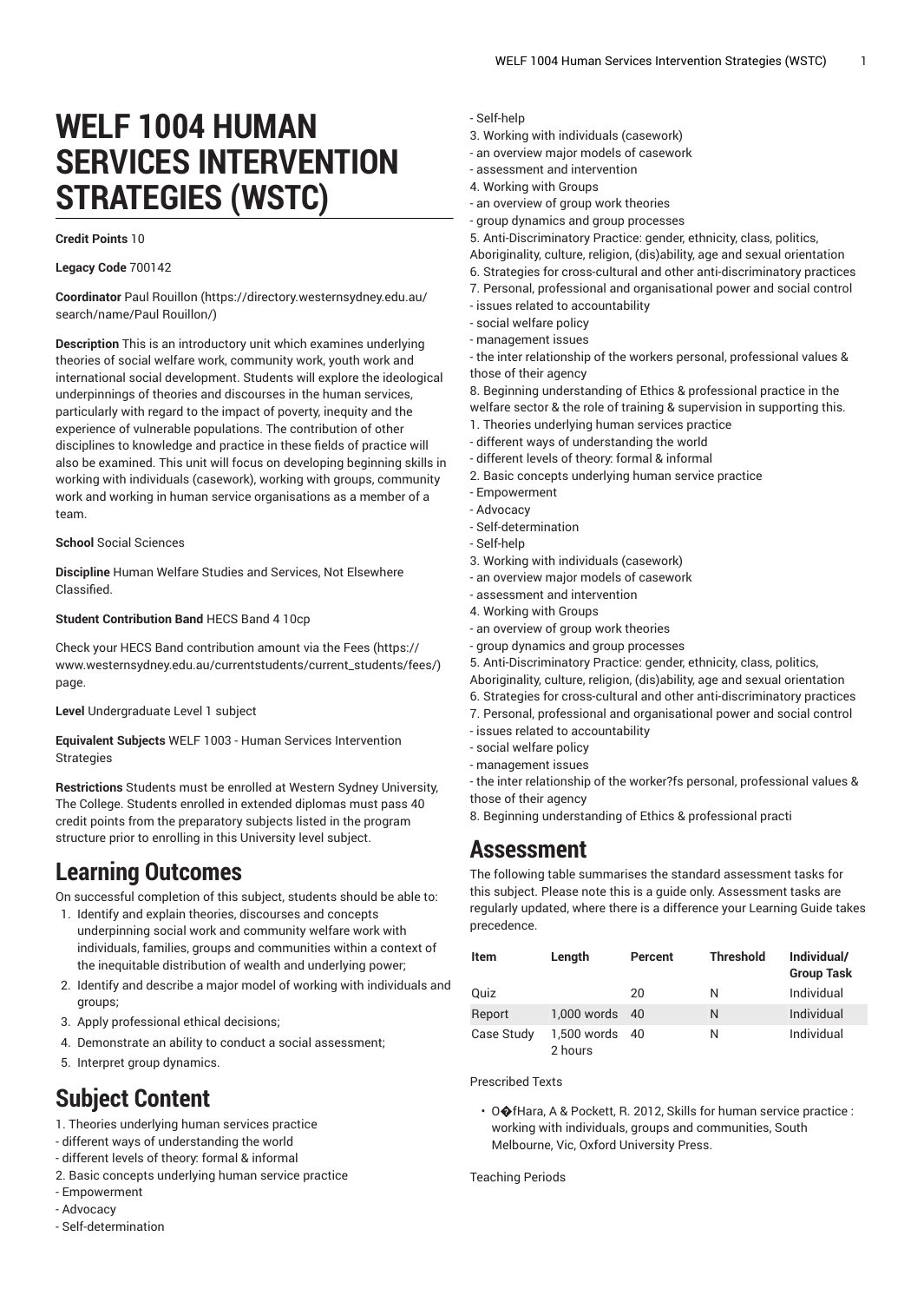# WELF 1004 HUMAN SERVICES INTERVENTION STRATEGIES (WSTC)

**Credit Points** 10

**Legacy Code** 700142

**Coordinator** Paul Rouillon (https://directory.westernsydney.edu.au/search/name/Paul Rouillon/)

**Description** This is an introductory unit which examines underlying theories of social welfare work, community work, youth work and international social development. Students will explore the ideological underpinnings of theories and discourses in the human services, particularly with regard to the impact of poverty, inequity and the experience of vulnerable populations. The contribution of other disciplines to knowledge and practice in these fields of practice will also be examined. This unit will focus on developing beginning skills in working with individuals (casework), working with groups, community work and working in human service organisations as a member of a team.

**School** Social Sciences

**Discipline** Human Welfare Studies and Services, Not Elsewhere Classified.

**Student Contribution Band** HECS Band 4 10cp

Check your HECS Band contribution amount via the Fees (https://www.westernsydney.edu.au/currentstudents/current_students/fees/) page.

**Level** Undergraduate Level 1 subject

**Equivalent Subjects** WELF 1003 - Human Services Intervention Strategies

**Restrictions** Students must be enrolled at Western Sydney University, The College. Students enrolled in extended diplomas must pass 40 credit points from the preparatory subjects listed in the program structure prior to enrolling in this University level subject.

## Learning Outcomes

On successful completion of this subject, students should be able to:

1. Identify and explain theories, discourses and concepts underpinning social work and community welfare work with individuals, families, groups and communities within a context of the inequitable distribution of wealth and underlying power;
2. Identify and describe a major model of working with individuals and groups;
3. Apply professional ethical decisions;
4. Demonstrate an ability to conduct a social assessment;
5. Interpret group dynamics.

## Subject Content

1. Theories underlying human services practice
- different ways of understanding the world
- different levels of theory: formal & informal
2. Basic concepts underlying human service practice
- Empowerment
- Advocacy
- Self-determination
- Self-help
3. Working with individuals (casework)
- an overview major models of casework
- assessment and intervention
4. Working with Groups
- an overview of group work theories
- group dynamics and group processes
5. Anti-Discriminatory Practice: gender, ethnicity, class, politics, Aboriginality, culture, religion, (dis)ability, age and sexual orientation
6. Strategies for cross-cultural and other anti-discriminatory practices
7. Personal, professional and organisational power and social control
- issues related to accountability
- social welfare policy
- management issues
- the inter relationship of the workers personal, professional values & those of their agency
8. Beginning understanding of Ethics & professional practice in the welfare sector & the role of training & supervision in supporting this.
1. Theories underlying human services practice
- different ways of understanding the world
- different levels of theory: formal & informal
2. Basic concepts underlying human service practice
- Empowerment
- Advocacy
- Self-determination
- Self-help
3. Working with individuals (casework)
- an overview major models of casework
- assessment and intervention
4. Working with Groups
- an overview of group work theories
- group dynamics and group processes
5. Anti-Discriminatory Practice: gender, ethnicity, class, politics, Aboriginality, culture, religion, (dis)ability, age and sexual orientation
6. Strategies for cross-cultural and other anti-discriminatory practices
7. Personal, professional and organisational power and social control
- issues related to accountability
- social welfare policy
- management issues
- the inter relationship of the worker?fs personal, professional values & those of their agency
8. Beginning understanding of Ethics & professional practi

## Assessment

The following table summarises the standard assessment tasks for this subject. Please note this is a guide only. Assessment tasks are regularly updated, where there is a difference your Learning Guide takes precedence.

| Item | Length | Percent | Threshold | Individual/ Group Task |
|---|---|---|---|---|
| Quiz | | 20 | N | Individual |
| Report | 1,000 words | 40 | N | Individual |
| Case Study | 1,500 words 2 hours | 40 | N | Individual |

Prescribed Texts

- O�fHara, A & Pockett, R. 2012, Skills for human service practice : working with individuals, groups and communities, South Melbourne, Vic, Oxford University Press.

Teaching Periods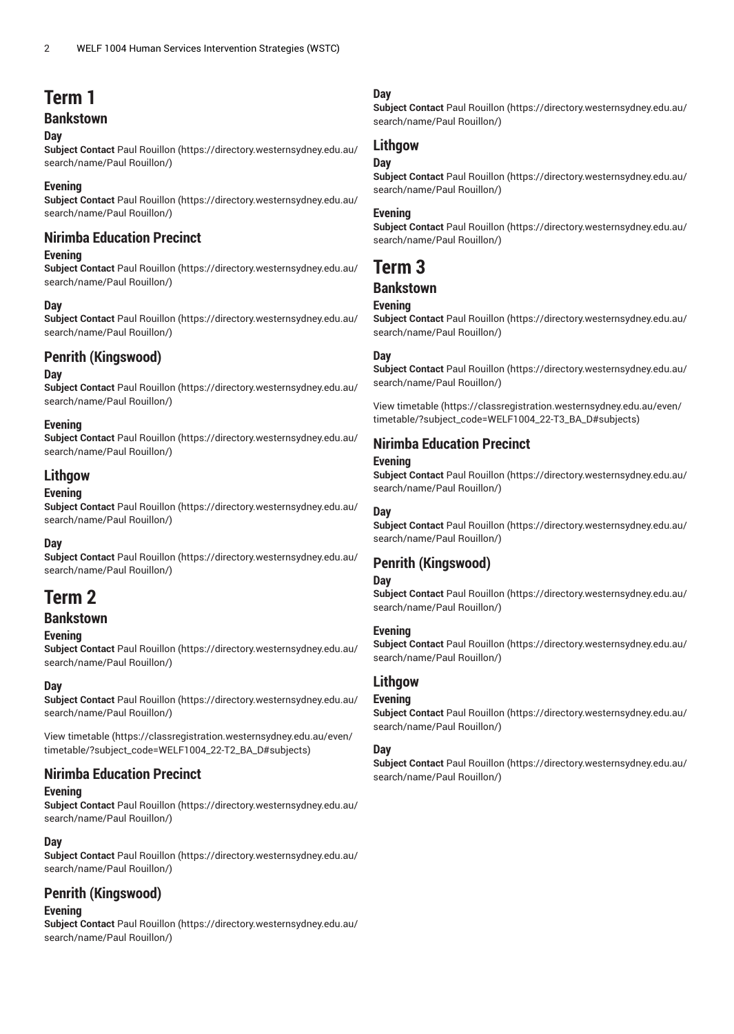# Term 1

## Bankstown

### Day

**Subject Contact** Paul Rouillon (https://directory.westernsydney.edu.au/search/name/Paul Rouillon/)

### Evening

**Subject Contact** Paul Rouillon (https://directory.westernsydney.edu.au/search/name/Paul Rouillon/)

## Nirimba Education Precinct

### Evening

**Subject Contact** Paul Rouillon (https://directory.westernsydney.edu.au/search/name/Paul Rouillon/)

### Day

**Subject Contact** Paul Rouillon (https://directory.westernsydney.edu.au/search/name/Paul Rouillon/)

## Penrith (Kingswood)

### Day

**Subject Contact** Paul Rouillon (https://directory.westernsydney.edu.au/search/name/Paul Rouillon/)

### Evening

**Subject Contact** Paul Rouillon (https://directory.westernsydney.edu.au/search/name/Paul Rouillon/)

## Lithgow

### Evening

**Subject Contact** Paul Rouillon (https://directory.westernsydney.edu.au/search/name/Paul Rouillon/)

### Day

**Subject Contact** Paul Rouillon (https://directory.westernsydney.edu.au/search/name/Paul Rouillon/)

# Term 2

## Bankstown

### Evening

**Subject Contact** Paul Rouillon (https://directory.westernsydney.edu.au/search/name/Paul Rouillon/)

### Day

**Subject Contact** Paul Rouillon (https://directory.westernsydney.edu.au/search/name/Paul Rouillon/)

View timetable (https://classregistration.westernsydney.edu.au/even/timetable/?subject_code=WELF1004_22-T2_BA_D#subjects)

## Nirimba Education Precinct

### Evening

**Subject Contact** Paul Rouillon (https://directory.westernsydney.edu.au/search/name/Paul Rouillon/)

### Day

**Subject Contact** Paul Rouillon (https://directory.westernsydney.edu.au/search/name/Paul Rouillon/)

## Penrith (Kingswood)

### Evening

**Subject Contact** Paul Rouillon (https://directory.westernsydney.edu.au/search/name/Paul Rouillon/)

### Day

**Subject Contact** Paul Rouillon (https://directory.westernsydney.edu.au/search/name/Paul Rouillon/)

## Lithgow

### Day

**Subject Contact** Paul Rouillon (https://directory.westernsydney.edu.au/search/name/Paul Rouillon/)

### Evening

**Subject Contact** Paul Rouillon (https://directory.westernsydney.edu.au/search/name/Paul Rouillon/)

# Term 3

## Bankstown

### Evening

**Subject Contact** Paul Rouillon (https://directory.westernsydney.edu.au/search/name/Paul Rouillon/)

### Day

**Subject Contact** Paul Rouillon (https://directory.westernsydney.edu.au/search/name/Paul Rouillon/)

View timetable (https://classregistration.westernsydney.edu.au/even/timetable/?subject_code=WELF1004_22-T3_BA_D#subjects)

## Nirimba Education Precinct

### Evening

**Subject Contact** Paul Rouillon (https://directory.westernsydney.edu.au/search/name/Paul Rouillon/)

### Day

**Subject Contact** Paul Rouillon (https://directory.westernsydney.edu.au/search/name/Paul Rouillon/)

## Penrith (Kingswood)

### Day

**Subject Contact** Paul Rouillon (https://directory.westernsydney.edu.au/search/name/Paul Rouillon/)

### Evening

**Subject Contact** Paul Rouillon (https://directory.westernsydney.edu.au/search/name/Paul Rouillon/)

## Lithgow

### Evening

**Subject Contact** Paul Rouillon (https://directory.westernsydney.edu.au/search/name/Paul Rouillon/)

### Day

**Subject Contact** Paul Rouillon (https://directory.westernsydney.edu.au/search/name/Paul Rouillon/)